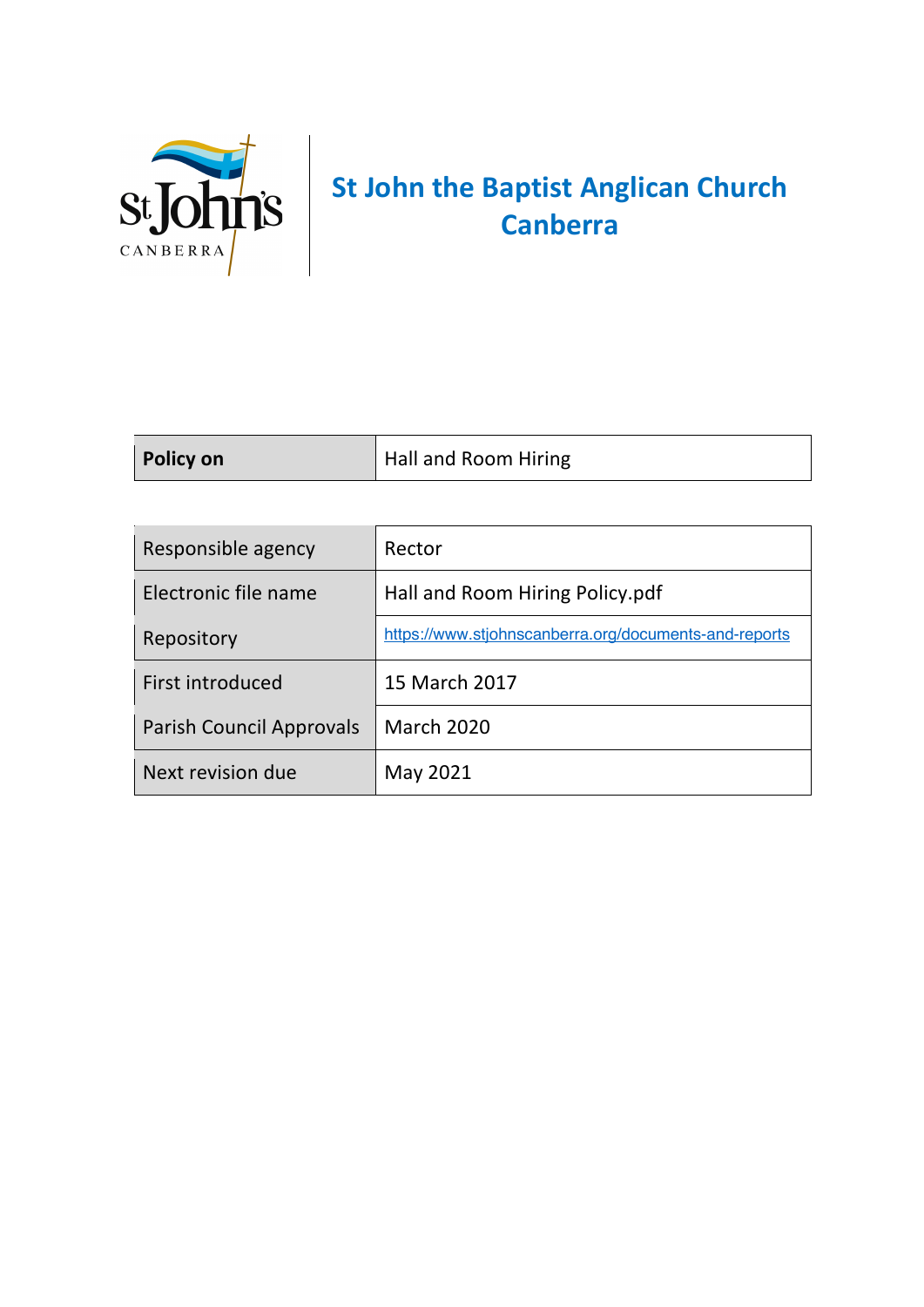# St John the Baptist Anglican Church Canberra

| **Policy on** | Hall and Room Hiring |
|---|---|

| Responsible agency | Rector |
|---|---|
| Electronic file name | Hall and Room Hiring Policy.pdf |
| Repository | https://www.stjohnscanberra.org/documents-and-reports |
| First introduced | 15 March 2017 |
| Parish Council Approvals | March 2020 |
| Next revision due | May 2021 |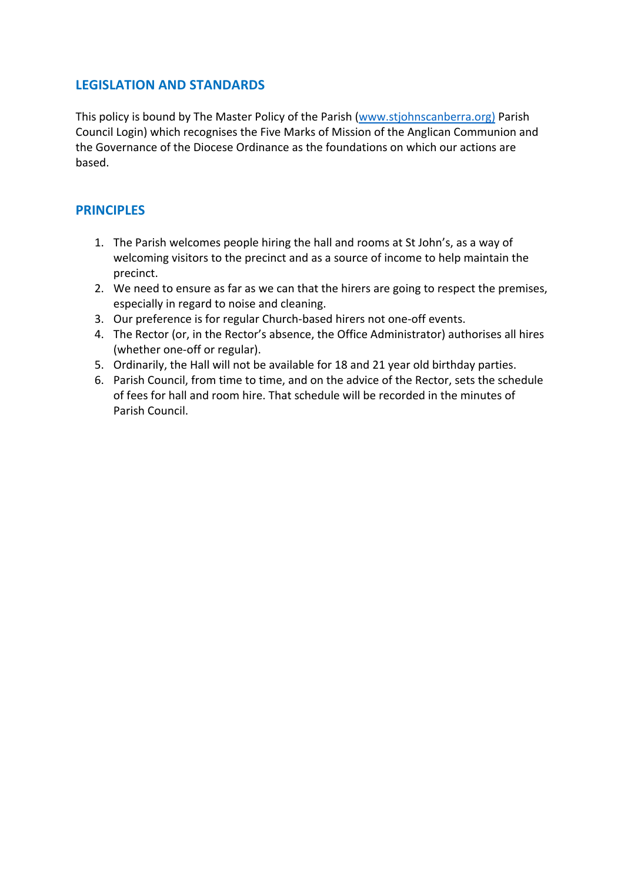## LEGISLATION AND STANDARDS

This policy is bound by The Master Policy of the Parish (www.stjohnscanberra.org) Parish Council Login) which recognises the Five Marks of Mission of the Anglican Communion and the Governance of the Diocese Ordinance as the foundations on which our actions are based.

## PRINCIPLES

1. The Parish welcomes people hiring the hall and rooms at St John's, as a way of welcoming visitors to the precinct and as a source of income to help maintain the precinct.
2. We need to ensure as far as we can that the hirers are going to respect the premises, especially in regard to noise and cleaning.
3. Our preference is for regular Church-based hirers not one-off events.
4. The Rector (or, in the Rector's absence, the Office Administrator) authorises all hires (whether one-off or regular).
5. Ordinarily, the Hall will not be available for 18 and 21 year old birthday parties.
6. Parish Council, from time to time, and on the advice of the Rector, sets the schedule of fees for hall and room hire. That schedule will be recorded in the minutes of Parish Council.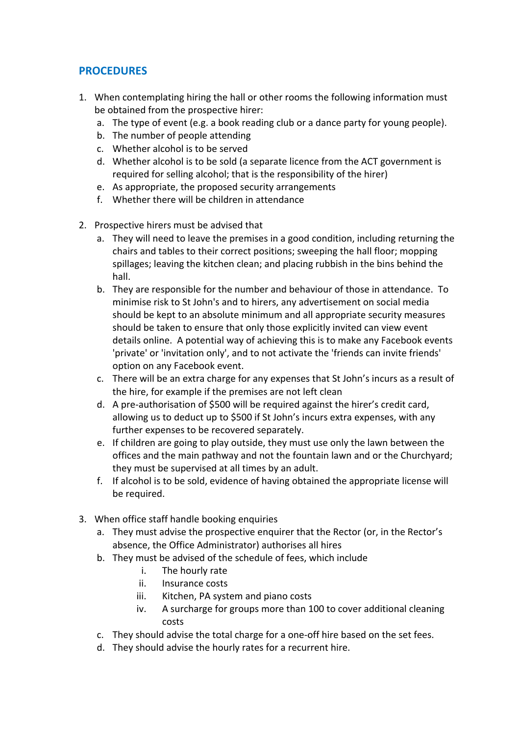## PROCEDURES

1. When contemplating hiring the hall or other rooms the following information must be obtained from the prospective hirer:
   a. The type of event (e.g. a book reading club or a dance party for young people).
   b. The number of people attending
   c. Whether alcohol is to be served
   d. Whether alcohol is to be sold (a separate licence from the ACT government is required for selling alcohol; that is the responsibility of the hirer)
   e. As appropriate, the proposed security arrangements
   f. Whether there will be children in attendance

2. Prospective hirers must be advised that
   a. They will need to leave the premises in a good condition, including returning the chairs and tables to their correct positions; sweeping the hall floor; mopping spillages; leaving the kitchen clean; and placing rubbish in the bins behind the hall.
   b. They are responsible for the number and behaviour of those in attendance. To minimise risk to St John's and to hirers, any advertisement on social media should be kept to an absolute minimum and all appropriate security measures should be taken to ensure that only those explicitly invited can view event details online. A potential way of achieving this is to make any Facebook events 'private' or 'invitation only', and to not activate the 'friends can invite friends' option on any Facebook event.
   c. There will be an extra charge for any expenses that St John's incurs as a result of the hire, for example if the premises are not left clean
   d. A pre-authorisation of $500 will be required against the hirer's credit card, allowing us to deduct up to $500 if St John's incurs extra expenses, with any further expenses to be recovered separately.
   e. If children are going to play outside, they must use only the lawn between the offices and the main pathway and not the fountain lawn and or the Churchyard; they must be supervised at all times by an adult.
   f. If alcohol is to be sold, evidence of having obtained the appropriate license will be required.

3. When office staff handle booking enquiries
   a. They must advise the prospective enquirer that the Rector (or, in the Rector's absence, the Office Administrator) authorises all hires
   b. They must be advised of the schedule of fees, which include
      i. The hourly rate
      ii. Insurance costs
      iii. Kitchen, PA system and piano costs
      iv. A surcharge for groups more than 100 to cover additional cleaning costs
   c. They should advise the total charge for a one-off hire based on the set fees.
   d. They should advise the hourly rates for a recurrent hire.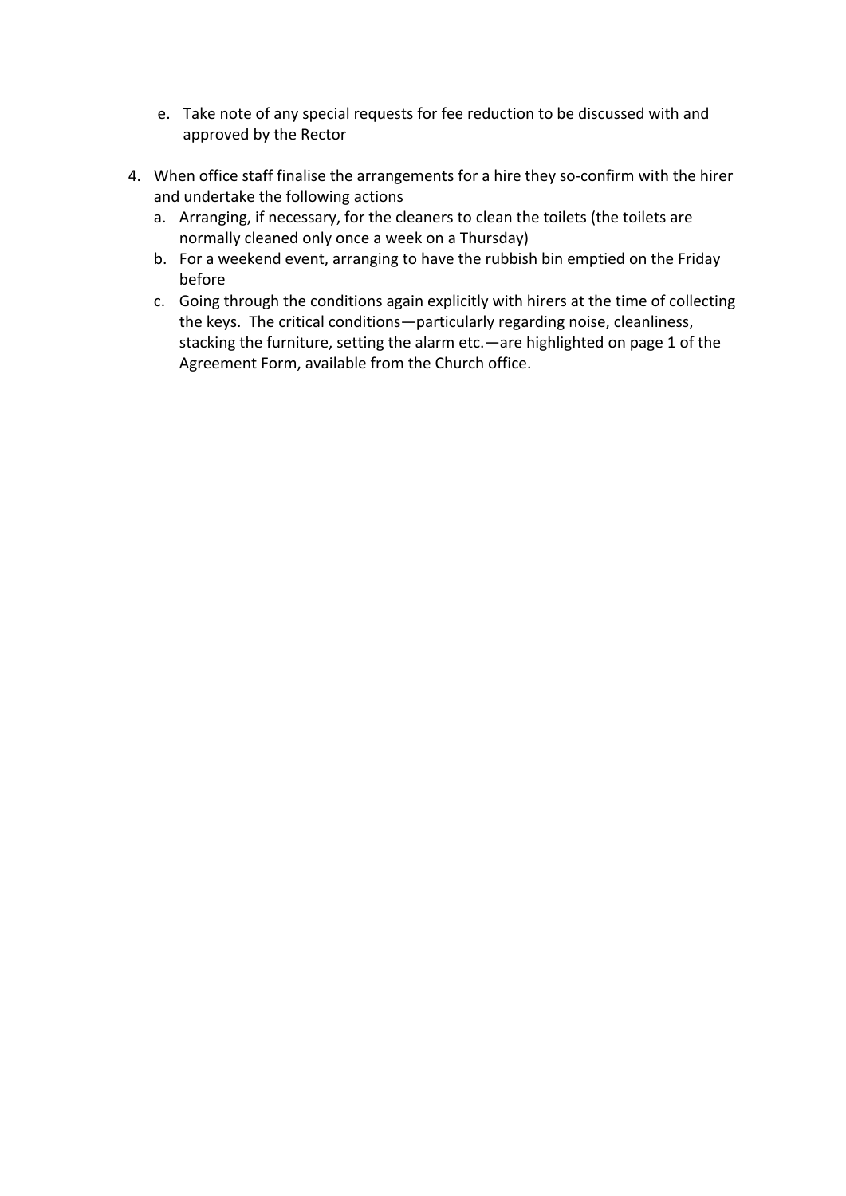e. Take note of any special requests for fee reduction to be discussed with and approved by the Rector

4. When office staff finalise the arrangements for a hire they so-confirm with the hirer and undertake the following actions
   a. Arranging, if necessary, for the cleaners to clean the toilets (the toilets are normally cleaned only once a week on a Thursday)
   b. For a weekend event, arranging to have the rubbish bin emptied on the Friday before
   c. Going through the conditions again explicitly with hirers at the time of collecting the keys. The critical conditions—particularly regarding noise, cleanliness, stacking the furniture, setting the alarm etc.—are highlighted on page 1 of the Agreement Form, available from the Church office.